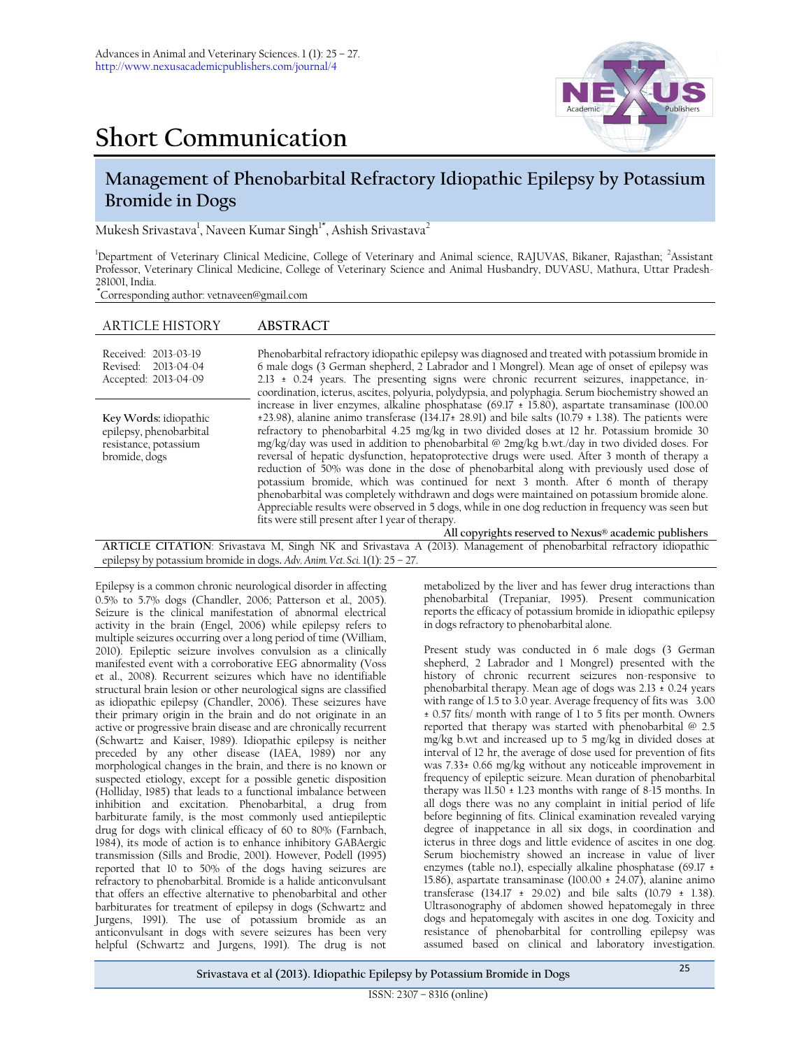# Short Communication

## Management of Phenobarbital Refractory Idiopathic Epilepsy by Potassium Bromide in Dogs

Mukesh Srivastava[1], Naveen Kumar Singh[1*], Ashish Srivastava[2]

[1]Department of Veterinary Clinical Medicine, College of Veterinary and Animal science, RAJUVAS, Bikaner, Rajasthan; [2]Assistant Professor, Veterinary Clinical Medicine, College of Veterinary Science and Animal Husbandry, DUVASU, Mathura, Uttar Pradesh-281001, India.

[*]Corresponding author: vetnaveen@gmail.com

**ARTICLE HISTORY**

Received: 2013-03-19
Revised: 2013-04-04
Accepted: 2013-04-09

**Key Words:** idiopathic epilepsy, phenobarbital resistance, potassium bromide, dogs

**ABSTRACT**

Phenobarbital refractory idiopathic epilepsy was diagnosed and treated with potassium bromide in 6 male dogs (3 German shepherd, 2 Labrador and 1 Mongrel). Mean age of onset of epilepsy was 2.13 ± 0.24 years. The presenting signs were chronic recurrent seizures, inappetance, in-coordination, icterus, ascites, polyuria, polydypsia, and polyphagia. Serum biochemistry showed an increase in liver enzymes, alkaline phosphatase (69.17 ± 15.80), aspartate transaminase (100.00 ±23.98), alanine animo transferase (134.17± 28.91) and bile salts (10.79 ± 1.38). The patients were refractory to phenobarbital 4.25 mg/kg in two divided doses at 12 hr. Potassium bromide 30 mg/kg/day was used in addition to phenobarbital @ 2mg/kg b.wt./day in two divided doses. For reversal of hepatic dysfunction, hepatoprotective drugs were used. After 3 month of therapy a reduction of 50% was done in the dose of phenobarbital along with previously used dose of potassium bromide, which was continued for next 3 month. After 6 month of therapy phenobarbital was completely withdrawn and dogs were maintained on potassium bromide alone. Appreciable results were observed in 5 dogs, while in one dog reduction in frequency was seen but fits were still present after 1 year of therapy.

All copyrights reserved to Nexus® academic publishers

**ARTICLE CITATION**: Srivastava M, Singh NK and Srivastava A (2013). Management of phenobarbital refractory idiopathic epilepsy by potassium bromide in dogs. *Adv. Anim. Vet. Sci.* 1(1): 25 – 27.

Epilepsy is a common chronic neurological disorder in affecting 0.5% to 5.7% dogs (Chandler, 2006; Patterson et al., 2005). Seizure is the clinical manifestation of abnormal electrical activity in the brain (Engel, 2006) while epilepsy refers to multiple seizures occurring over a long period of time (William, 2010). Epileptic seizure involves convulsion as a clinically manifested event with a corroborative EEG abnormality (Voss et al., 2008). Recurrent seizures which have no identifiable structural brain lesion or other neurological signs are classified as idiopathic epilepsy (Chandler, 2006). These seizures have their primary origin in the brain and do not originate in an active or progressive brain disease and are chronically recurrent (Schwartz and Kaiser, 1989). Idiopathic epilepsy is neither preceded by any other disease (IAEA, 1989) nor any morphological changes in the brain, and there is no known or suspected etiology, except for a possible genetic disposition (Holliday, 1985) that leads to a functional imbalance between inhibition and excitation. Phenobarbital, a drug from barbiturate family, is the most commonly used antiepileptic drug for dogs with clinical efficacy of 60 to 80% (Farnbach, 1984), its mode of action is to enhance inhibitory GABAergic transmission (Sills and Brodie, 2001). However, Podell (1995) reported that 10 to 50% of the dogs having seizures are refractory to phenobarbital. Bromide is a halide anticonvulsant that offers an effective alternative to phenobarbital and other barbiturates for treatment of epilepsy in dogs (Schwartz and Jurgens, 1991). The use of potassium bromide as an anticonvulsant in dogs with severe seizures has been very helpful (Schwartz and Jurgens, 1991). The drug is not metabolized by the liver and has fewer drug interactions than phenobarbital (Trepaniar, 1995). Present communication reports the efficacy of potassium bromide in idiopathic epilepsy in dogs refractory to phenobarbital alone.

Present study was conducted in 6 male dogs (3 German shepherd, 2 Labrador and 1 Mongrel) presented with the history of chronic recurrent seizures non-responsive to phenobarbital therapy. Mean age of dogs was 2.13 ± 0.24 years with range of 1.5 to 3.0 year. Average frequency of fits was 3.00 ± 0.57 fits/ month with range of 1 to 5 fits per month. Owners reported that therapy was started with phenobarbital @ 2.5 mg/kg b.wt and increased up to 5 mg/kg in divided doses at interval of 12 hr, the average of dose used for prevention of fits was 7.33± 0.66 mg/kg without any noticeable improvement in frequency of epileptic seizure. Mean duration of phenobarbital therapy was 11.50 ± 1.23 months with range of 8-15 months. In all dogs there was no any complaint in initial period of life before beginning of fits. Clinical examination revealed varying degree of inappetance in all six dogs, in coordination and icterus in three dogs and little evidence of ascites in one dog. Serum biochemistry showed an increase in value of liver enzymes (table no.1), especially alkaline phosphatase (69.17 ± 15.86), aspartate transaminase (100.00 ± 24.07), alanine animo transferase (134.17 ± 29.02) and bile salts (10.79 ± 1.38). Ultrasonography of abdomen showed hepatomegaly in three dogs and hepatomegaly with ascites in one dog. Toxicity and resistance of phenobarbital for controlling epilepsy was assumed based on clinical and laboratory investigation.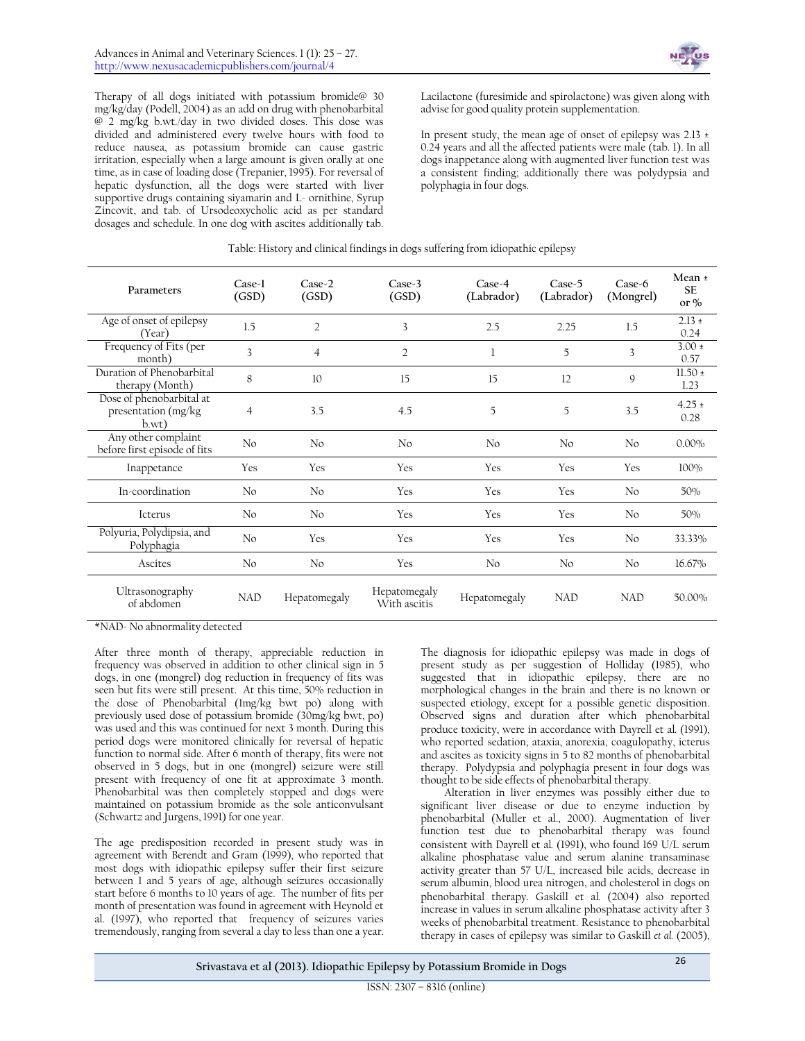Therapy of all dogs initiated with potassium bromide@ 30 mg/kg/day (Podell, 2004) as an add on drug with phenobarbital @ 2 mg/kg b.wt./day in two divided doses. This dose was divided and administered every twelve hours with food to reduce nausea, as potassium bromide can cause gastric irritation, especially when a large amount is given orally at one time, as in case of loading dose (Trepanier, 1995). For reversal of hepatic dysfunction, all the dogs were started with liver supportive drugs containing siyamarin and L- ornithine, Syrup Zincovit, and tab. of Ursodeoxycholic acid as per standard dosages and schedule. In one dog with ascites additionally tab. Lacilactone (furesimide and spirolactone) was given along with advise for good quality protein supplementation.

In present study, the mean age of onset of epilepsy was 2.13 ± 0.24 years and all the affected patients were male (tab. 1). In all dogs inappetance along with augmented liver function test was a consistent finding; additionally there was polydypsia and polyphagia in four dogs.

Table: History and clinical findings in dogs suffering from idiopathic epilepsy

| Parameters | Case-1 (GSD) | Case-2 (GSD) | Case-3 (GSD) | Case-4 (Labrador) | Case-5 (Labrador) | Case-6 (Mongrel) | Mean ± SE or % |
|---|---|---|---|---|---|---|---|
| Age of onset of epilepsy (Year) | 1.5 | 2 | 3 | 2.5 | 2.25 | 1.5 | 2.13 ± 0.24 |
| Frequency of Fits (per month) | 3 | 4 | 2 | 1 | 5 | 3 | 3.00 ± 0.57 |
| Duration of Phenobarbital therapy (Month) | 8 | 10 | 15 | 15 | 12 | 9 | 11.50 ± 1.23 |
| Dose of phenobarbital at presentation (mg/kg b.wt) | 4 | 3.5 | 4.5 | 5 | 5 | 3.5 | 4.25 ± 0.28 |
| Any other complaint before first episode of fits | No | No | No | No | No | No | 0.00% |
| Inappetance | Yes | Yes | Yes | Yes | Yes | Yes | 100% |
| In-coordination | No | No | Yes | Yes | Yes | No | 50% |
| Icterus | No | No | Yes | Yes | Yes | No | 50% |
| Polyuria, Polydipsia, and Polyphagia | No | Yes | Yes | Yes | Yes | No | 33.33% |
| Ascites | No | No | Yes | No | No | No | 16.67% |
| Ultrasonography of abdomen | NAD | Hepatomegaly | Hepatomegaly With ascitis | Hepatomegaly | NAD | NAD | 50.00% |

*NAD- No abnormality detected

After three month of therapy, appreciable reduction in frequency was observed in addition to other clinical sign in 5 dogs, in one (mongrel) dog reduction in frequency of fits was seen but fits were still present. At this time, 50% reduction in the dose of Phenobarbital (1mg/kg bwt po) along with previously used dose of potassium bromide (30mg/kg bwt, po) was used and this was continued for next 3 month. During this period dogs were monitored clinically for reversal of hepatic function to normal side. After 6 month of therapy, fits were not observed in 5 dogs, but in one (mongrel) seizure were still present with frequency of one fit at approximate 3 month. Phenobarbital was then completely stopped and dogs were maintained on potassium bromide as the sole anticonvulsant (Schwartz and Jurgens, 1991) for one year.

The age predisposition recorded in present study was in agreement with Berendt and Gram (1999), who reported that most dogs with idiopathic epilepsy suffer their first seizure between 1 and 5 years of age, although seizures occasionally start before 6 months to 10 years of age. The number of fits per month of presentation was found in agreement with Heynold et al. (1997), who reported that frequency of seizures varies tremendously, ranging from several a day to less than one a year.

The diagnosis for idiopathic epilepsy was made in dogs of present study as per suggestion of Holliday (1985), who suggested that in idiopathic epilepsy, there are no morphological changes in the brain and there is no known or suspected etiology, except for a possible genetic disposition. Observed signs and duration after which phenobarbital produce toxicity, were in accordance with Dayrell et al. (1991), who reported sedation, ataxia, anorexia, coagulopathy, icterus and ascites as toxicity signs in 5 to 82 months of phenobarbital therapy. Polydypsia and polyphagia present in four dogs was thought to be side effects of phenobarbital therapy.

Alteration in liver enzymes was possibly either due to significant liver disease or due to enzyme induction by phenobarbital (Muller et al., 2000). Augmentation of liver function test due to phenobarbital therapy was found consistent with Dayrell et al. (1991), who found 169 U/L serum alkaline phosphatase value and serum alanine transaminase activity greater than 57 U/L, increased bile acids, decrease in serum albumin, blood urea nitrogen, and cholesterol in dogs on phenobarbital therapy. Gaskill et al. (2004) also reported increase in values in serum alkaline phosphatase activity after 3 weeks of phenobarbital treatment. Resistance to phenobarbital therapy in cases of epilepsy was similar to Gaskill *et al.* (2005),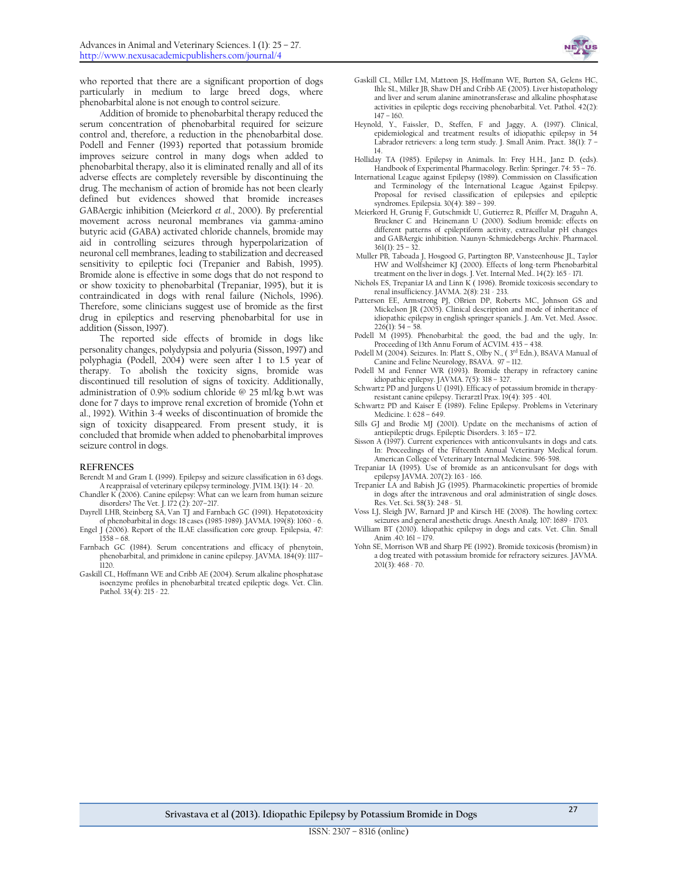who reported that there are a significant proportion of dogs particularly in medium to large breed dogs, where phenobarbital alone is not enough to control seizure.

Addition of bromide to phenobarbital therapy reduced the serum concentration of phenobarbital required for seizure control and, therefore, a reduction in the phenobarbital dose. Podell and Fenner (1993) reported that potassium bromide improves seizure control in many dogs when added to phenobarbital therapy, also it is eliminated renally and all of its adverse effects are completely reversible by discontinuing the drug. The mechanism of action of bromide has not been clearly defined but evidences showed that bromide increases GABAergic inhibition (Meierkord *et al*., 2000). By preferential movement across neuronal membranes via gamma-amino butyric acid (GABA) activated chloride channels, bromide may aid in controlling seizures through hyperpolarization of neuronal cell membranes, leading to stabilization and decreased sensitivity to epileptic foci (Trepanier and Babish, 1995). Bromide alone is effective in some dogs that do not respond to or show toxicity to phenobarbital (Trepaniar, 1995), but it is contraindicated in dogs with renal failure (Nichols, 1996). Therefore, some clinicians suggest use of bromide as the first drug in epileptics and reserving phenobarbital for use in addition (Sisson, 1997).

The reported side effects of bromide in dogs like personality changes, polydypsia and polyuria (Sisson, 1997) and polyphagia (Podell, 2004) were seen after 1 to 1.5 year of therapy. To abolish the toxicity signs, bromide was discontinued till resolution of signs of toxicity. Additionally, administration of 0.9% sodium chloride @ 25 ml/kg b.wt was done for 7 days to improve renal excretion of bromide (Yohn et al., 1992). Within 3-4 weeks of discontinuation of bromide the sign of toxicity disappeared. From present study, it is concluded that bromide when added to phenobarbital improves seizure control in dogs.

## REFRENCES

Berendt M and Gram L (1999). Epilepsy and seizure classification in 63 dogs. A reappraisal of veterinary epilepsy terminology. JVIM. 13(1): 14 - 20.

Chandler K (2006). Canine epilepsy: What can we learn from human seizure disorders? The Vet. J. 172 (2): 207–217.

Dayrell LHB, Steinberg SA, Van TJ and Farnbach GC (1991). Hepatotoxicity of phenobarbital in dogs: 18 cases (1985-1989). JAVMA. 199(8): 1060 - 6.

Engel J (2006). Report of the ILAE classification core group. Epilepsia, 47: 1558 – 68.

Farnbach GC (1984). Serum concentrations and efficacy of phenytoin, phenobarbital, and primidone in canine epilepsy. JAVMA. 184(9): 1117–1120.

Gaskill CL, Hoffmann WE and Cribb AE (2004). Serum alkaline phosphatase isoenzyme profiles in phenobarbital treated epileptic dogs. Vet. Clin. Pathol. 33(4): 215 - 22.

Gaskill CL, Miller LM, Mattoon JS, Hoffmann WE, Burton SA, Gelens HC, Ihle SL, Miller JB, Shaw DH and Cribb AE (2005). Liver histopathology and liver and serum alanine aminotransferase and alkaline phosphatase activities in epileptic dogs receiving phenobarbital. Vet. Pathol. 42(2): 147 – 160.

Heynold, Y., Faissler, D., Steffen, F and Jaggy, A. (1997). Clinical, epidemiological and treatment results of idiopathic epilepsy in 54 Labrador retrievers: a long term study. J. Small Anim. Pract. 38(1): 7 – 14.

Holliday TA (1985). Epilepsy in Animals. In: Frey H.H., Janz D. (eds). Handbook of Experimental Pharmacology. Berlin: Springer. 74: 55 – 76.

International League against Epilepsy (1989). Commission on Classification and Terminology of the International League Against Epilepsy. Proposal for revised classification of epilepsies and epileptic syndromes. Epilepsia. 30(4): 389 – 399.

Meierkord H, Grunig F, Gutschmidt U, Gutierrez R, Pfeiffer M, Draguhn A, Bruckner C and Heinemann U (2000). Sodium bromide: effects on different patterns of epileptiform activity, extracellular pH changes and GABAergic inhibition. Naunyn-Schmiedebergs Archiv. Pharmacol. 361(1): 25 – 32.

Muller PB, Taboada J, Hosgood G, Partington BP, Vansteenhouse JL, Taylor HW and Wolfsheimer KJ (2000). Effects of long-term Phenobarbital treatment on the liver in dogs. J. Vet. Internal Med.. 14(2): 165 - 171.

Nichols ES, Trepaniar IA and Linn K ( 1996). Bromide toxicosis secondary to renal insufficiency. JAVMA. 2(8): 231 - 233.

Patterson EE, Armstrong PJ, OBrien DP, Roberts MC, Johnson GS and Mickelson JR (2005). Clinical description and mode of inheritance of idiopathic epilepsy in english springer spaniels. J. Am. Vet. Med. Assoc. 226(1): 54 – 58.

Podell M (1995). Phenobarbital: the good, the bad and the ugly, In: Proceeding of 13th Annu Forum of ACVIM. 435 – 438.

Podell M (2004). Seizures. In: Platt S., Olby N., ( 3rd Edn.), BSAVA Manual of Canine and Feline Neurology, BSAVA. 97 – 112.

Podell M and Fenner WR (1993). Bromide therapy in refractory canine idiopathic epilepsy. JAVMA. 7(5): 318 – 327.

Schwartz PD and Jurgens U (1991). Efficacy of potassium bromide in therapy-resistant canine epilepsy. Tierarztl Prax. 19(4): 395 - 401.

Schwartz PD and Kaiser E (1989). Feline Epilepsy. Problems in Veterinary Medicine. 1: 628 – 649.

Sills GJ and Brodie MJ (2001). Update on the mechanisms of action of antiepileptic drugs. Epileptic Disorders. 3: 165 – 172.

Sisson A (1997). Current experiences with anticonvulsants in dogs and cats. In: Proceedings of the Fifteenth Annual Veterinary Medical forum. American College of Veterinary Internal Medicine. 596-598.

Trepaniar IA (1995). Use of bromide as an anticonvulsant for dogs with epilepsy JAVMA. 207(2): 163 - 166.

Trepanier LA and Babish JG (1995). Pharmacokinetic properties of bromide in dogs after the intravenous and oral administration of single doses. Res. Vet. Sci. 58(3): 248 - 51.

Voss LJ, Sleigh JW, Barnard JP and Kirsch HE (2008). The howling cortex: seizures and general anesthetic drugs. Anesth Analg. 107: 1689 - 1703.

William BT (2010). Idiopathic epilepsy in dogs and cats. Vet. Clin. Small Anim .40: 161 – 179.

Yohn SE, Morrison WB and Sharp PE (1992). Bromide toxicosis (bromism) in a dog treated with potassium bromide for refractory seizures. JAVMA. 201(3): 468 - 70.